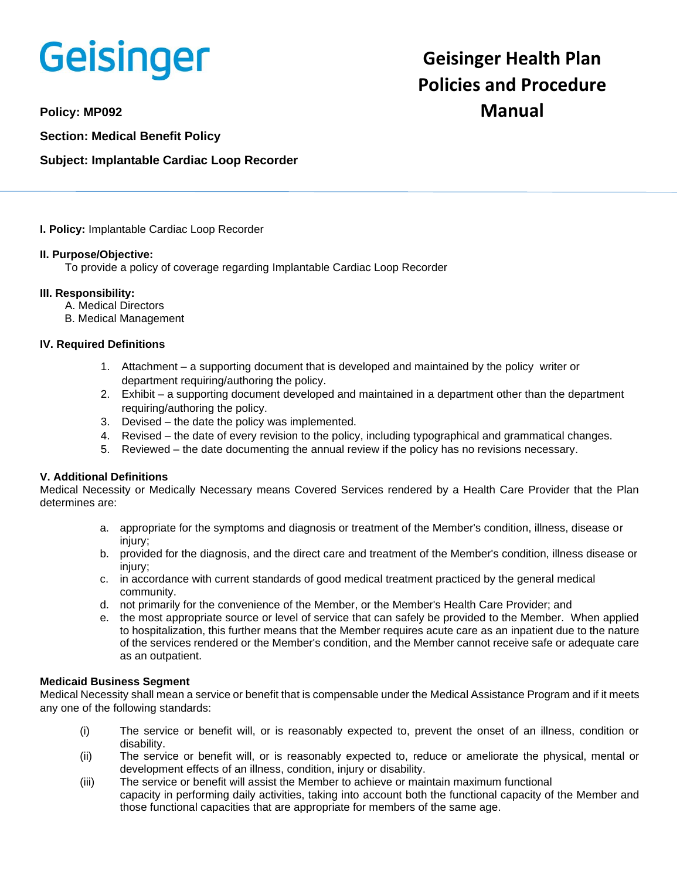Geisinger

# Geisinger Health Plan Policies and Procedure Manual

**Policy: MP092**

**Section: Medical Benefit Policy**

**Subject: Implantable Cardiac Loop Recorder**

---

**I. Policy:** Implantable Cardiac Loop Recorder

**II. Purpose/Objective:**

To provide a policy of coverage regarding Implantable Cardiac Loop Recorder

**III. Responsibility:**

A. Medical Directors
B. Medical Management

**IV. Required Definitions**

1. Attachment – a supporting document that is developed and maintained by the policy writer or department requiring/authoring the policy.
2. Exhibit – a supporting document developed and maintained in a department other than the department requiring/authoring the policy.
3. Devised – the date the policy was implemented.
4. Revised – the date of every revision to the policy, including typographical and grammatical changes.
5. Reviewed – the date documenting the annual review if the policy has no revisions necessary.

**V. Additional Definitions**

Medical Necessity or Medically Necessary means Covered Services rendered by a Health Care Provider that the Plan determines are:

a. appropriate for the symptoms and diagnosis or treatment of the Member's condition, illness, disease or injury;
b. provided for the diagnosis, and the direct care and treatment of the Member's condition, illness disease or injury;
c. in accordance with current standards of good medical treatment practiced by the general medical community.
d. not primarily for the convenience of the Member, or the Member's Health Care Provider; and
e. the most appropriate source or level of service that can safely be provided to the Member. When applied to hospitalization, this further means that the Member requires acute care as an inpatient due to the nature of the services rendered or the Member's condition, and the Member cannot receive safe or adequate care as an outpatient.

**Medicaid Business Segment**

Medical Necessity shall mean a service or benefit that is compensable under the Medical Assistance Program and if it meets any one of the following standards:

(i) The service or benefit will, or is reasonably expected to, prevent the onset of an illness, condition or disability.

(ii) The service or benefit will, or is reasonably expected to, reduce or ameliorate the physical, mental or development effects of an illness, condition, injury or disability.

(iii) The service or benefit will assist the Member to achieve or maintain maximum functional capacity in performing daily activities, taking into account both the functional capacity of the Member and those functional capacities that are appropriate for members of the same age.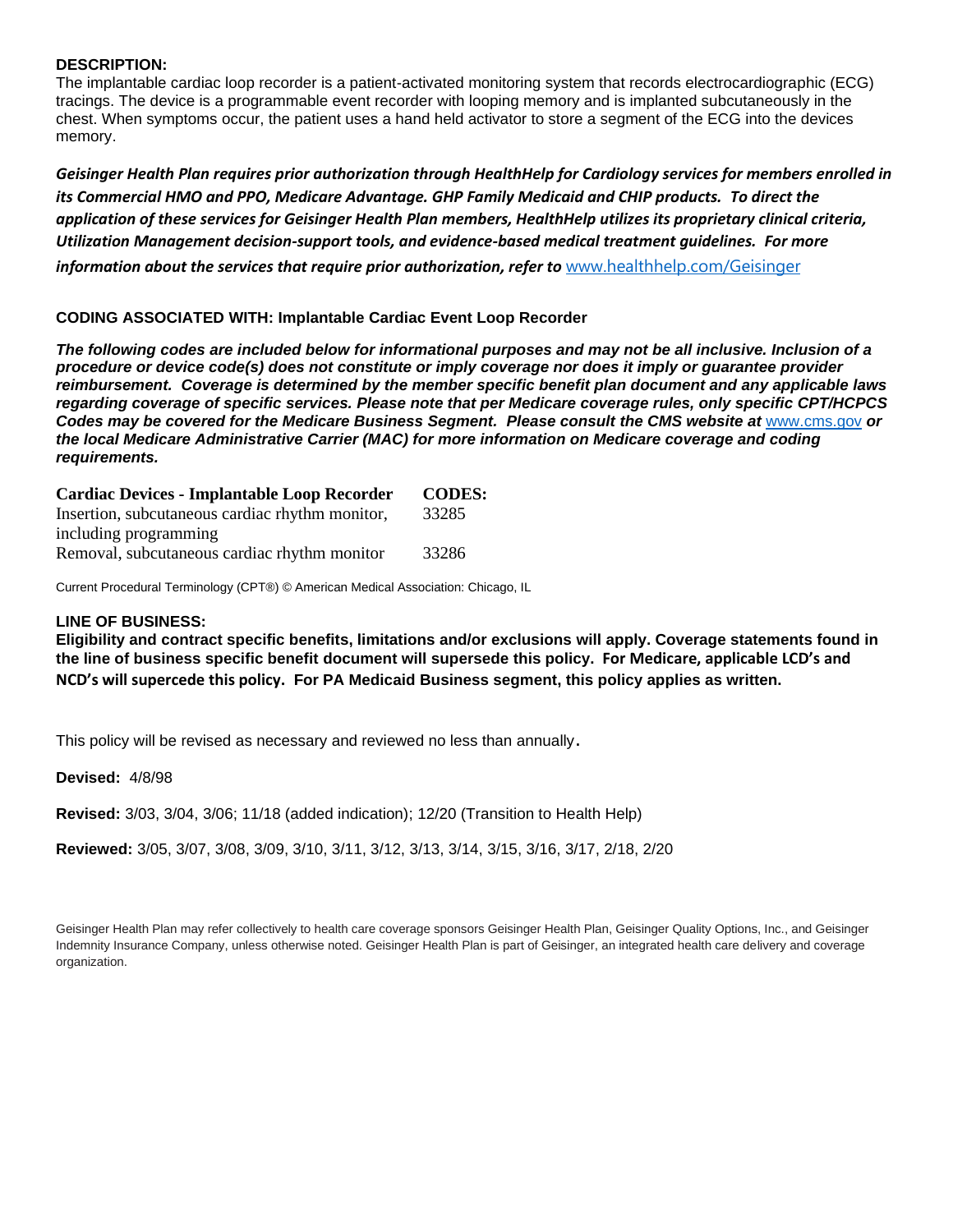**DESCRIPTION:**
The implantable cardiac loop recorder is a patient-activated monitoring system that records electrocardiographic (ECG) tracings. The device is a programmable event recorder with looping memory and is implanted subcutaneously in the chest. When symptoms occur, the patient uses a hand held activator to store a segment of the ECG into the devices memory.

***Geisinger Health Plan requires prior authorization through HealthHelp for Cardiology services for members enrolled in its Commercial HMO and PPO, Medicare Advantage. GHP Family Medicaid and CHIP products. To direct the application of these services for Geisinger Health Plan members, HealthHelp utilizes its proprietary clinical criteria, Utilization Management decision-support tools, and evidence-based medical treatment guidelines. For more information about the services that require prior authorization, refer to*** www.healthhelp.com/Geisinger

**CODING ASSOCIATED WITH: Implantable Cardiac Event Loop Recorder**

***The following codes are included below for informational purposes and may not be all inclusive. Inclusion of a procedure or device code(s) does not constitute or imply coverage nor does it imply or guarantee provider reimbursement. Coverage is determined by the member specific benefit plan document and any applicable laws regarding coverage of specific services. Please note that per Medicare coverage rules, only specific CPT/HCPCS Codes may be covered for the Medicare Business Segment. Please consult the CMS website at*** www.cms.gov ***or the local Medicare Administrative Carrier (MAC) for more information on Medicare coverage and coding requirements.***

| Cardiac Devices - Implantable Loop Recorder | CODES: |
|---|---|
| Insertion, subcutaneous cardiac rhythm monitor, including programming | 33285 |
| Removal, subcutaneous cardiac rhythm monitor | 33286 |

Current Procedural Terminology (CPT®) © American Medical Association: Chicago, IL

**LINE OF BUSINESS:**
**Eligibility and contract specific benefits, limitations and/or exclusions will apply. Coverage statements found in the line of business specific benefit document will supersede this policy. For Medicare, applicable LCD's and NCD's will supercede this policy. For PA Medicaid Business segment, this policy applies as written.**

This policy will be revised as necessary and reviewed no less than annually.

**Devised:** 4/8/98

**Revised:** 3/03, 3/04, 3/06; 11/18 (added indication); 12/20 (Transition to Health Help)

**Reviewed:** 3/05, 3/07, 3/08, 3/09, 3/10, 3/11, 3/12, 3/13, 3/14, 3/15, 3/16, 3/17, 2/18, 2/20

Geisinger Health Plan may refer collectively to health care coverage sponsors Geisinger Health Plan, Geisinger Quality Options, Inc., and Geisinger Indemnity Insurance Company, unless otherwise noted. Geisinger Health Plan is part of Geisinger, an integrated health care delivery and coverage organization.